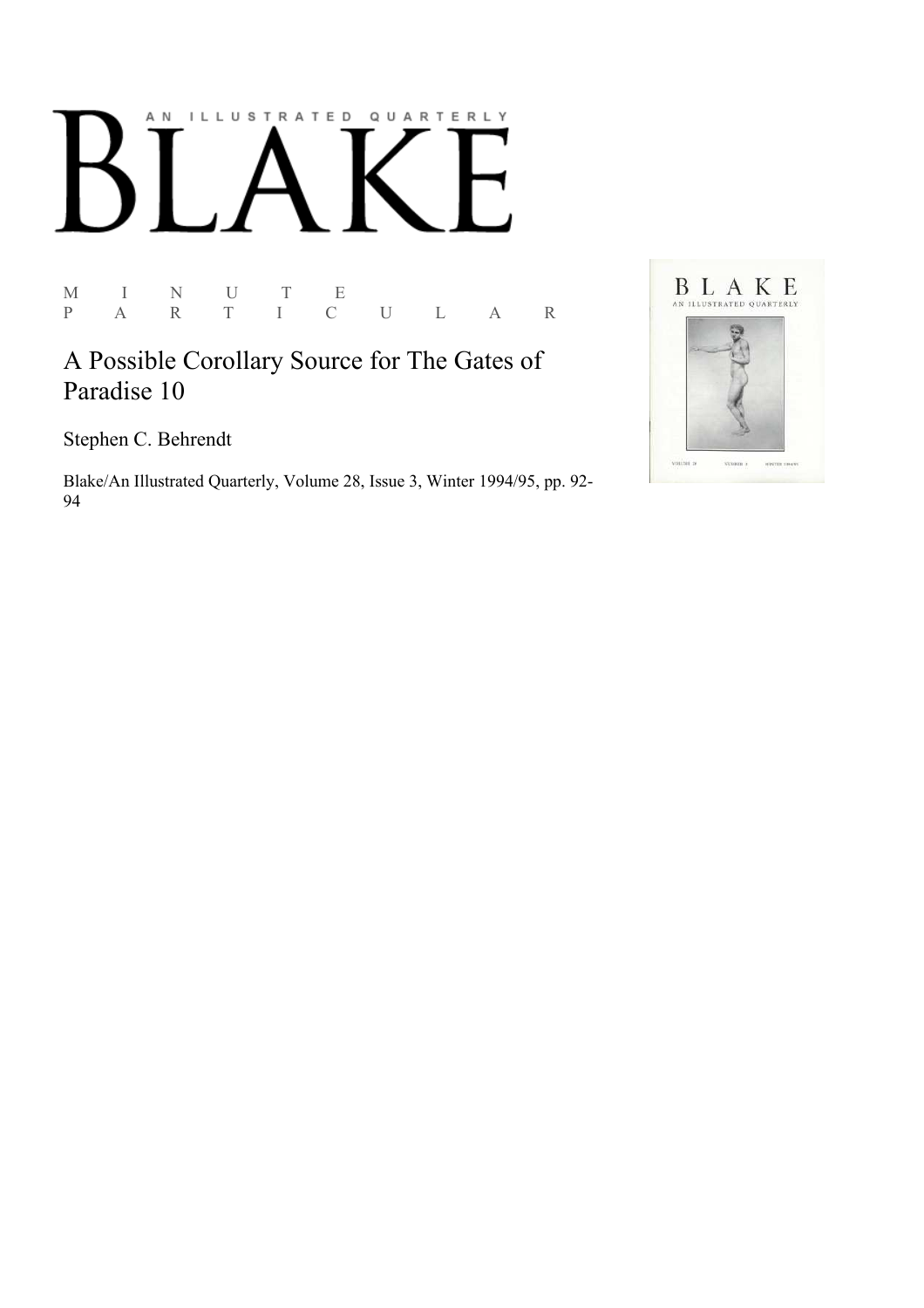# BLAKE

AN ILLUSTRATED QUARTERLY

M I N U T E
P A R T I C U L A R

## A Possible Corollary Source for The Gates of Paradise 10

Stephen C. Behrendt

Blake/An Illustrated Quarterly, Volume 28, Issue 3, Winter 1994/95, pp. 92-94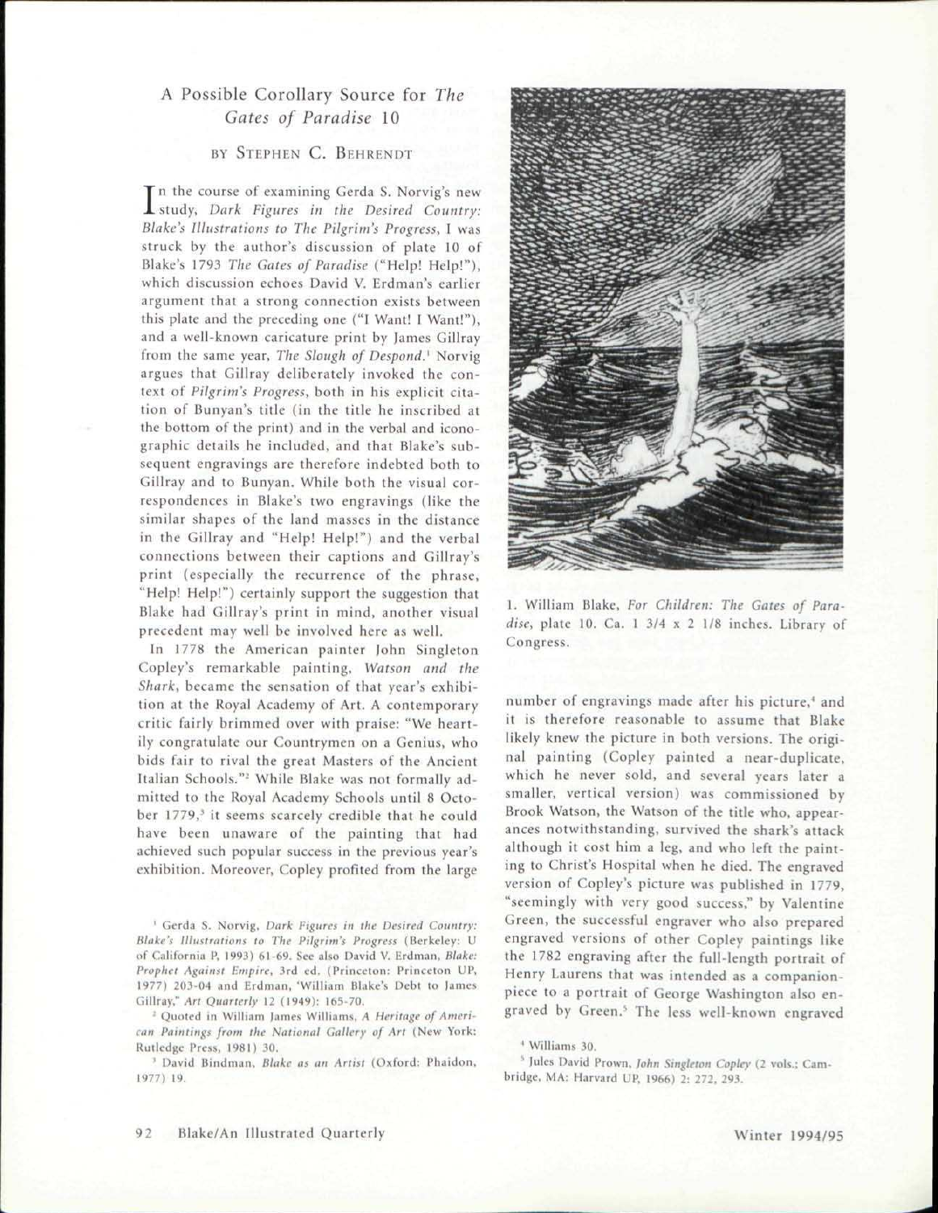## A Possible Corollary Source for *The Gates of Paradise* 10

### BY STEPHEN C. BEHRENDT

In the course of examining Gerda S. Norvig's new study, *Dark Figures in the Desired Country: Blake's Illustrations to The Pilgrim's Progress*, I was struck by the author's discussion of plate 10 of Blake's 1793 *The Gates of Paradise* ("Help! Help!"), which discussion echoes David V. Erdman's earlier argument that a strong connection exists between this plate and the preceding one ("I Want! I Want!"), and a well-known caricature print by James Gillray from the same year, *The Slough of Despond*.[1] Norvig argues that Gillray deliberately invoked the context of *Pilgrim's Progress*, both in his explicit citation of Bunyan's title (in the title he inscribed at the bottom of the print) and in the verbal and iconographic details he included, and that Blake's subsequent engravings are therefore indebted both to Gillray and to Bunyan. While both the visual correspondences in Blake's two engravings (like the similar shapes of the land masses in the distance in the Gillray and "Help! Help!") and the verbal connections between their captions and Gillray's print (especially the recurrence of the phrase, "Help! Help!") certainly support the suggestion that Blake had Gillray's print in mind, another visual precedent may well be involved here as well.

In 1778 the American painter John Singleton Copley's remarkable painting, *Watson and the Shark*, became the sensation of that year's exhibition at the Royal Academy of Art. A contemporary critic fairly brimmed over with praise: "We heartily congratulate our Countrymen on a Genius, who bids fair to rival the great Masters of the Ancient Italian Schools."[2] While Blake was not formally admitted to the Royal Academy Schools until 8 October 1779,[3] it seems scarcely credible that he could have been unaware of the painting that had achieved such popular success in the previous year's exhibition. Moreover, Copley profited from the large number of engravings made after his picture,[4] and it is therefore reasonable to assume that Blake likely knew the picture in both versions. The original painting (Copley painted a near-duplicate, which he never sold, and several years later a smaller, vertical version) was commissioned by Brook Watson, the Watson of the title who, appearances notwithstanding, survived the shark's attack although it cost him a leg, and who left the painting to Christ's Hospital when he died. The engraved version of Copley's picture was published in 1779, "seemingly with very good success," by Valentine Green, the successful engraver who also prepared engraved versions of other Copley paintings like the 1782 engraving after the full-length portrait of Henry Laurens that was intended as a companion-piece to a portrait of George Washington also engraved by Green.[5] The less well-known engraved

1. William Blake, *For Children: The Gates of Paradise*, plate 10. Ca. 1 3/4 x 2 1/8 inches. Library of Congress.

---

[1] Gerda S. Norvig, *Dark Figures in the Desired Country: Blake's Illustrations to The Pilgrim's Progress* (Berkeley: U of California P, 1993) 61-69. See also David V. Erdman, *Blake: Prophet Against Empire*, 3rd ed. (Princeton: Princeton UP, 1977) 203-04 and Erdman, "William Blake's Debt to James Gillray," *Art Quarterly* 12 (1949): 165-70.

[2] Quoted in William James Williams, *A Heritage of American Paintings from the National Gallery of Art* (New York: Rutledge Press, 1981) 30.

[3] David Bindman, *Blake as an Artist* (Oxford: Phaidon, 1977) 19.

[4] Williams 30.

[5] Jules David Prown, *John Singleton Copley* (2 vols.; Cambridge, MA: Harvard UP, 1966) 2: 272, 293.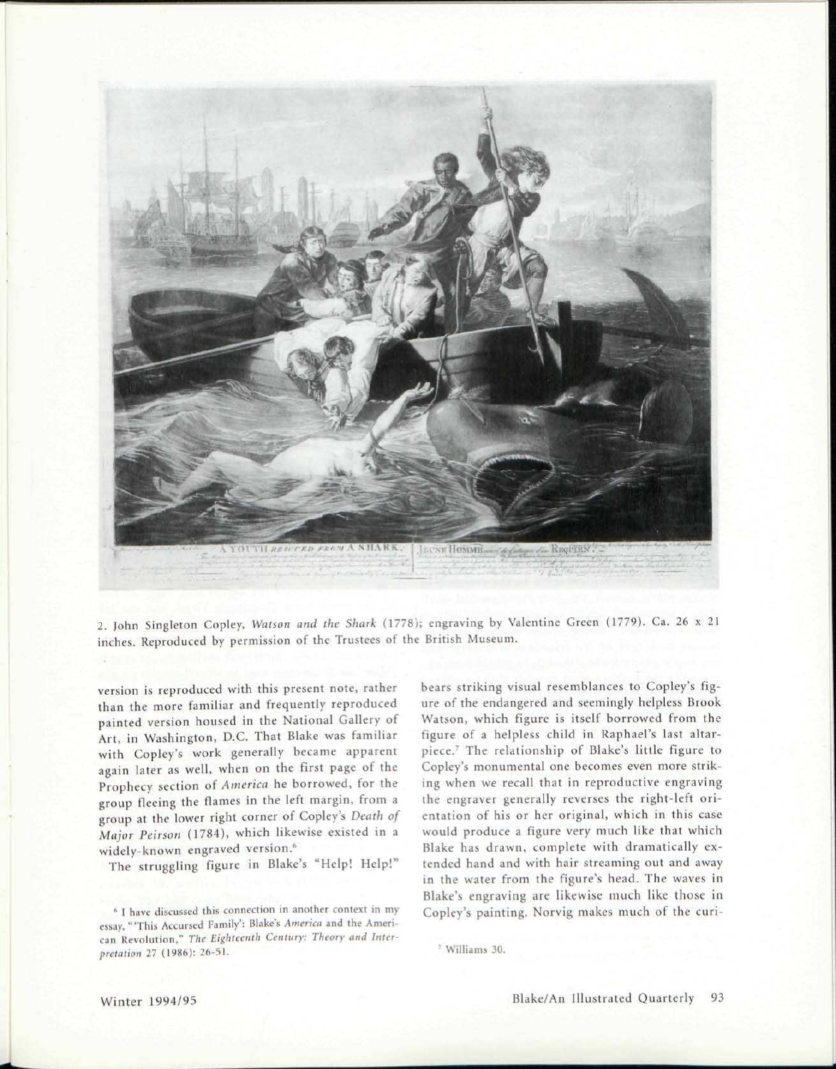2. John Singleton Copley, *Watson and the Shark* (1778); engraving by Valentine Green (1779). Ca. 26 x 21 inches. Reproduced by permission of the Trustees of the British Museum.

version is reproduced with this present note, rather than the more familiar and frequently reproduced painted version housed in the National Gallery of Art, in Washington, D.C. That Blake was familiar with Copley's work generally became apparent again later as well, when on the first page of the Prophecy section of *America* he borrowed, for the group fleeing the flames in the left margin, from a group at the lower right corner of Copley's *Death of Major Peirson* (1784), which likewise existed in a widely-known engraved version.[6]

The struggling figure in Blake's "Help! Help!" bears striking visual resemblances to Copley's figure of the endangered and seemingly helpless Brook Watson, which figure is itself borrowed from the figure of a helpless child in Raphael's last altarpiece.[7] The relationship of Blake's little figure to Copley's monumental one becomes even more striking when we recall that in reproductive engraving the engraver generally reverses the right-left orientation of his or her original, which in this case would produce a figure very much like that which Blake has drawn, complete with dramatically extended hand and with hair streaming out and away in the water from the figure's head. The waves in Blake's engraving are likewise much like those in Copley's painting. Norvig makes much of the curi-

[6] I have discussed this connection in another context in my essay, "'This Accursed Family': Blake's *America* and the American Revolution," *The Eighteenth Century: Theory and Interpretation* 27 (1986): 26-51.

[7] Williams 30.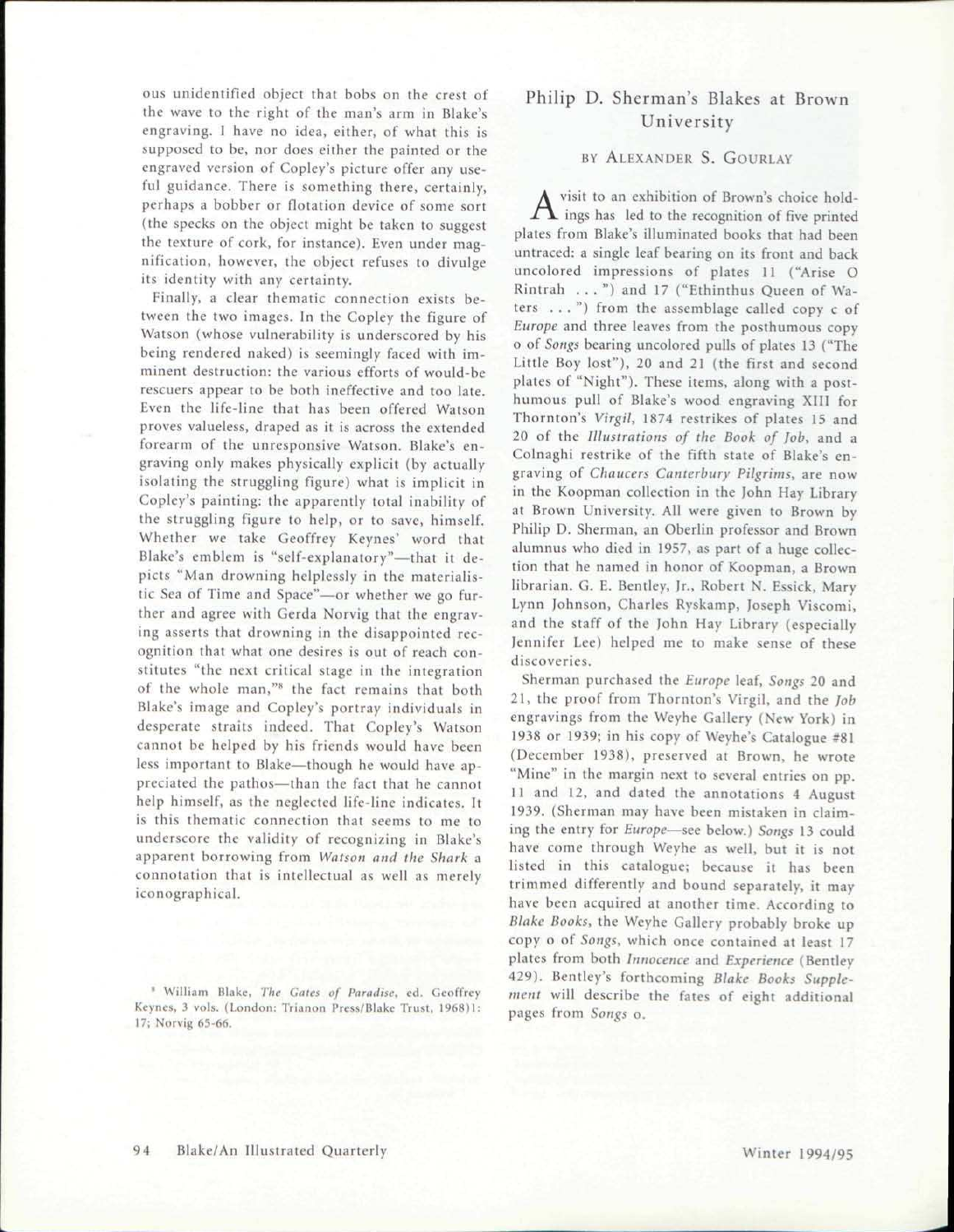ous unidentified object that bobs on the crest of the wave to the right of the man's arm in Blake's engraving. I have no idea, either, of what this is supposed to be, nor does either the painted or the engraved version of Copley's picture offer any useful guidance. There is something there, certainly, perhaps a bobber or flotation device of some sort (the specks on the object might be taken to suggest the texture of cork, for instance). Even under magnification, however, the object refuses to divulge its identity with any certainty.

Finally, a clear thematic connection exists between the two images. In the Copley the figure of Watson (whose vulnerability is underscored by his being rendered naked) is seemingly faced with imminent destruction: the various efforts of would-be rescuers appear to be both ineffective and too late. Even the life-line that has been offered Watson proves valueless, draped as it is across the extended forearm of the unresponsive Watson. Blake's engraving only makes physically explicit (by actually isolating the struggling figure) what is implicit in Copley's painting: the apparently total inability of the struggling figure to help, or to save, himself. Whether we take Geoffrey Keynes' word that Blake's emblem is "self-explanatory"—that it depicts "Man drowning helplessly in the materialistic Sea of Time and Space"—or whether we go further and agree with Gerda Norvig that the engraving asserts that drowning in the disappointed recognition that what one desires is out of reach constitutes "the next critical stage in the integration of the whole man,"[8] the fact remains that both Blake's image and Copley's portray individuals in desperate straits indeed. That Copley's Watson cannot be helped by his friends would have been less important to Blake—though he would have appreciated the pathos—than the fact that he cannot help himself, as the neglected life-line indicates. It is this thematic connection that seems to me to underscore the validity of recognizing in Blake's apparent borrowing from *Watson and the Shark* a connotation that is intellectual as well as merely iconographical.

[8] William Blake, *The Gates of Paradise*, ed. Geoffrey Keynes, 3 vols. (London: Trianon Press/Blake Trust, 1968) 1: 17; Norvig 65-66.

## Philip D. Sherman's Blakes at Brown University

BY ALEXANDER S. GOURLAY

A visit to an exhibition of Brown's choice holdings has led to the recognition of five printed plates from Blake's illuminated books that had been untraced: a single leaf bearing on its front and back uncolored impressions of plates 11 ("Arise O Rintrah . . . ") and 17 ("Ethinthus Queen of Waters . . . ") from the assemblage called copy c of *Europe* and three leaves from the posthumous copy o of *Songs* bearing uncolored pulls of plates 13 ("The Little Boy lost"), 20 and 21 (the first and second plates of "Night"). These items, along with a posthumous pull of Blake's wood engraving XIII for Thornton's *Virgil*, 1874 restrikes of plates 15 and 20 of the *Illustrations of the Book of Job*, and a Colnaghi restrike of the fifth state of Blake's engraving of *Chaucers Canterbury Pilgrims*, are now in the Koopman collection in the John Hay Library at Brown University. All were given to Brown by Philip D. Sherman, an Oberlin professor and Brown alumnus who died in 1957, as part of a huge collection that he named in honor of Koopman, a Brown librarian. G. E. Bentley, Jr., Robert N. Essick, Mary Lynn Johnson, Charles Ryskamp, Joseph Viscomi, and the staff of the John Hay Library (especially Jennifer Lee) helped me to make sense of these discoveries.

Sherman purchased the *Europe* leaf, *Songs* 20 and 21, the proof from Thornton's Virgil, and the *Job* engravings from the Weyhe Gallery (New York) in 1938 or 1939; in his copy of Weyhe's Catalogue #81 (December 1938), preserved at Brown, he wrote "Mine" in the margin next to several entries on pp. 11 and 12, and dated the annotations 4 August 1939. (Sherman may have been mistaken in claiming the entry for *Europe*—see below.) *Songs* 13 could have come through Weyhe as well, but it is not listed in this catalogue; because it has been trimmed differently and bound separately, it may have been acquired at another time. According to *Blake Books*, the Weyhe Gallery probably broke up copy o of *Songs*, which once contained at least 17 plates from both *Innocence* and *Experience* (Bentley 429). Bentley's forthcoming *Blake Books Supplement* will describe the fates of eight additional pages from *Songs* o.